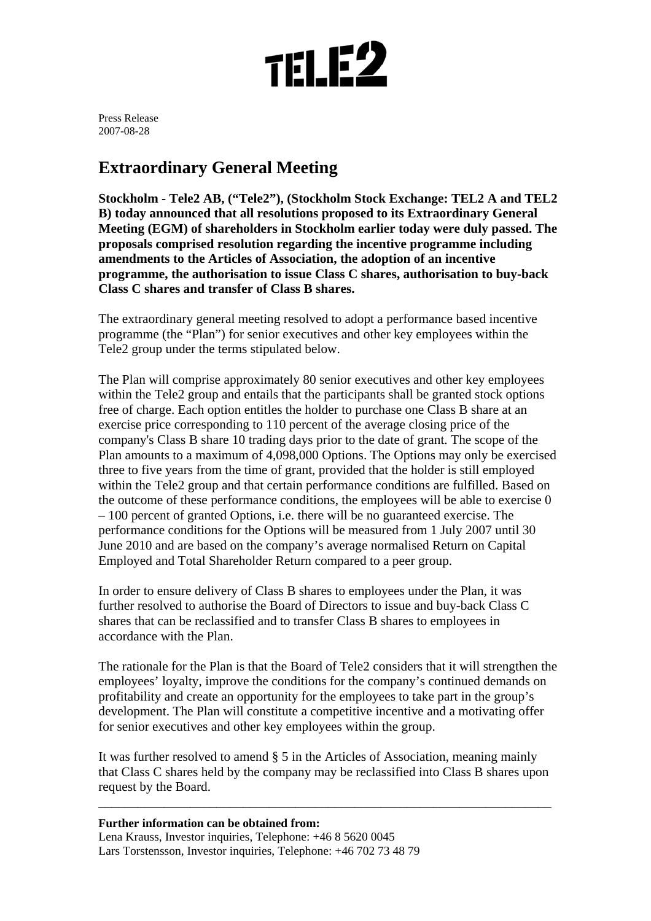TELE2

Press Release
2007-08-28

# Extraordinary General Meeting

**Stockholm - Tele2 AB, ("Tele2"), (Stockholm Stock Exchange: TEL2 A and TEL2 B) today announced that all resolutions proposed to its Extraordinary General Meeting (EGM) of shareholders in Stockholm earlier today were duly passed. The proposals comprised resolution regarding the incentive programme including amendments to the Articles of Association, the adoption of an incentive programme, the authorisation to issue Class C shares, authorisation to buy-back Class C shares and transfer of Class B shares.**

The extraordinary general meeting resolved to adopt a performance based incentive programme (the "Plan") for senior executives and other key employees within the Tele2 group under the terms stipulated below.

The Plan will comprise approximately 80 senior executives and other key employees within the Tele2 group and entails that the participants shall be granted stock options free of charge. Each option entitles the holder to purchase one Class B share at an exercise price corresponding to 110 percent of the average closing price of the company's Class B share 10 trading days prior to the date of grant. The scope of the Plan amounts to a maximum of 4,098,000 Options. The Options may only be exercised three to five years from the time of grant, provided that the holder is still employed within the Tele2 group and that certain performance conditions are fulfilled. Based on the outcome of these performance conditions, the employees will be able to exercise 0 – 100 percent of granted Options, i.e. there will be no guaranteed exercise. The performance conditions for the Options will be measured from 1 July 2007 until 30 June 2010 and are based on the company's average normalised Return on Capital Employed and Total Shareholder Return compared to a peer group.

In order to ensure delivery of Class B shares to employees under the Plan, it was further resolved to authorise the Board of Directors to issue and buy-back Class C shares that can be reclassified and to transfer Class B shares to employees in accordance with the Plan.

The rationale for the Plan is that the Board of Tele2 considers that it will strengthen the employees' loyalty, improve the conditions for the company's continued demands on profitability and create an opportunity for the employees to take part in the group's development. The Plan will constitute a competitive incentive and a motivating offer for senior executives and other key employees within the group.

It was further resolved to amend § 5 in the Articles of Association, meaning mainly that Class C shares held by the company may be reclassified into Class B shares upon request by the Board.

---

**Further information can be obtained from:**
Lena Krauss, Investor inquiries, Telephone: +46 8 5620 0045
Lars Torstensson, Investor inquiries, Telephone: +46 702 73 48 79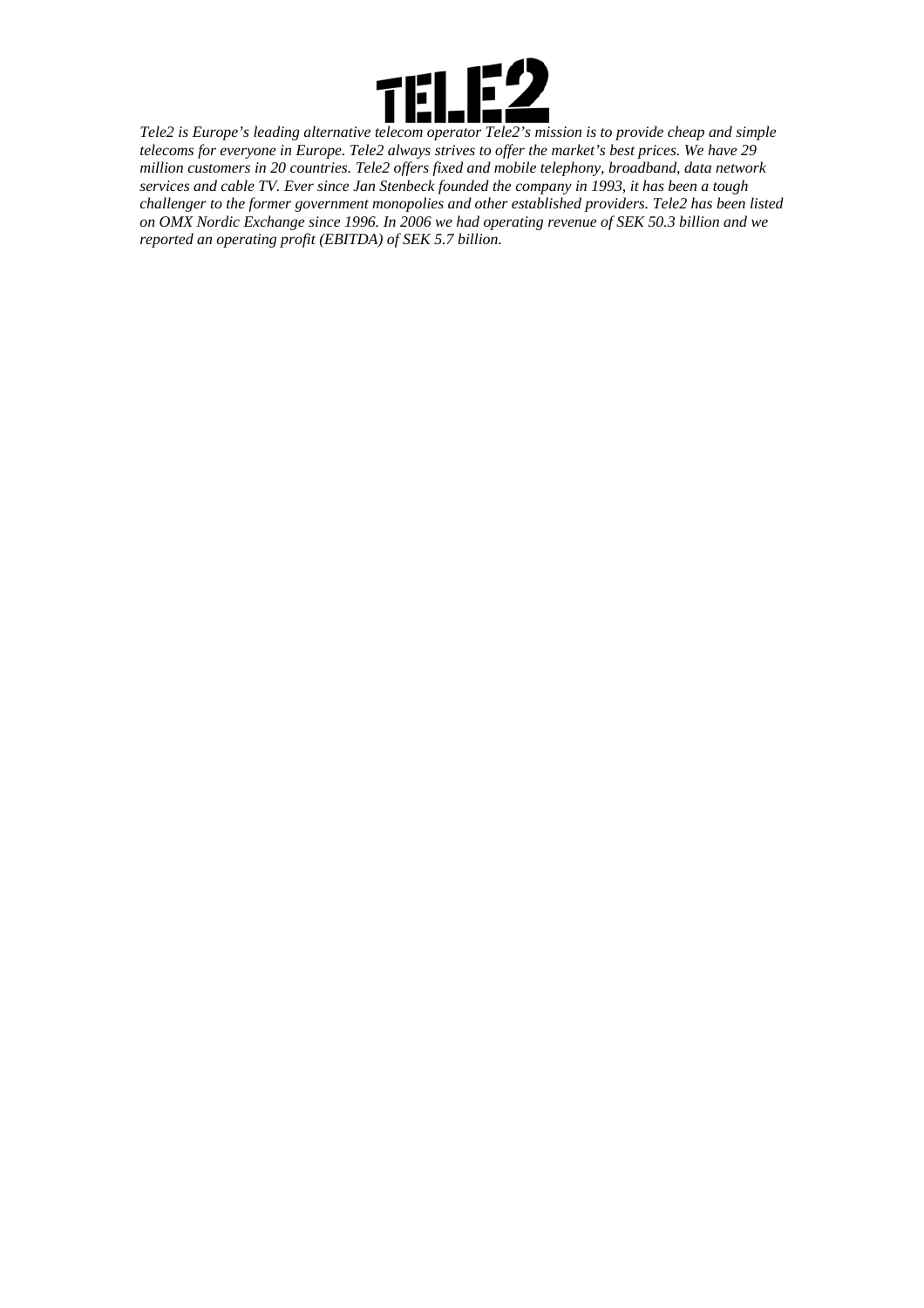# TELE2

*Tele2 is Europe's leading alternative telecom operator Tele2's mission is to provide cheap and simple telecoms for everyone in Europe. Tele2 always strives to offer the market's best prices. We have 29 million customers in 20 countries. Tele2 offers fixed and mobile telephony, broadband, data network services and cable TV. Ever since Jan Stenbeck founded the company in 1993, it has been a tough challenger to the former government monopolies and other established providers. Tele2 has been listed on OMX Nordic Exchange since 1996. In 2006 we had operating revenue of SEK 50.3 billion and we reported an operating profit (EBITDA) of SEK 5.7 billion.*